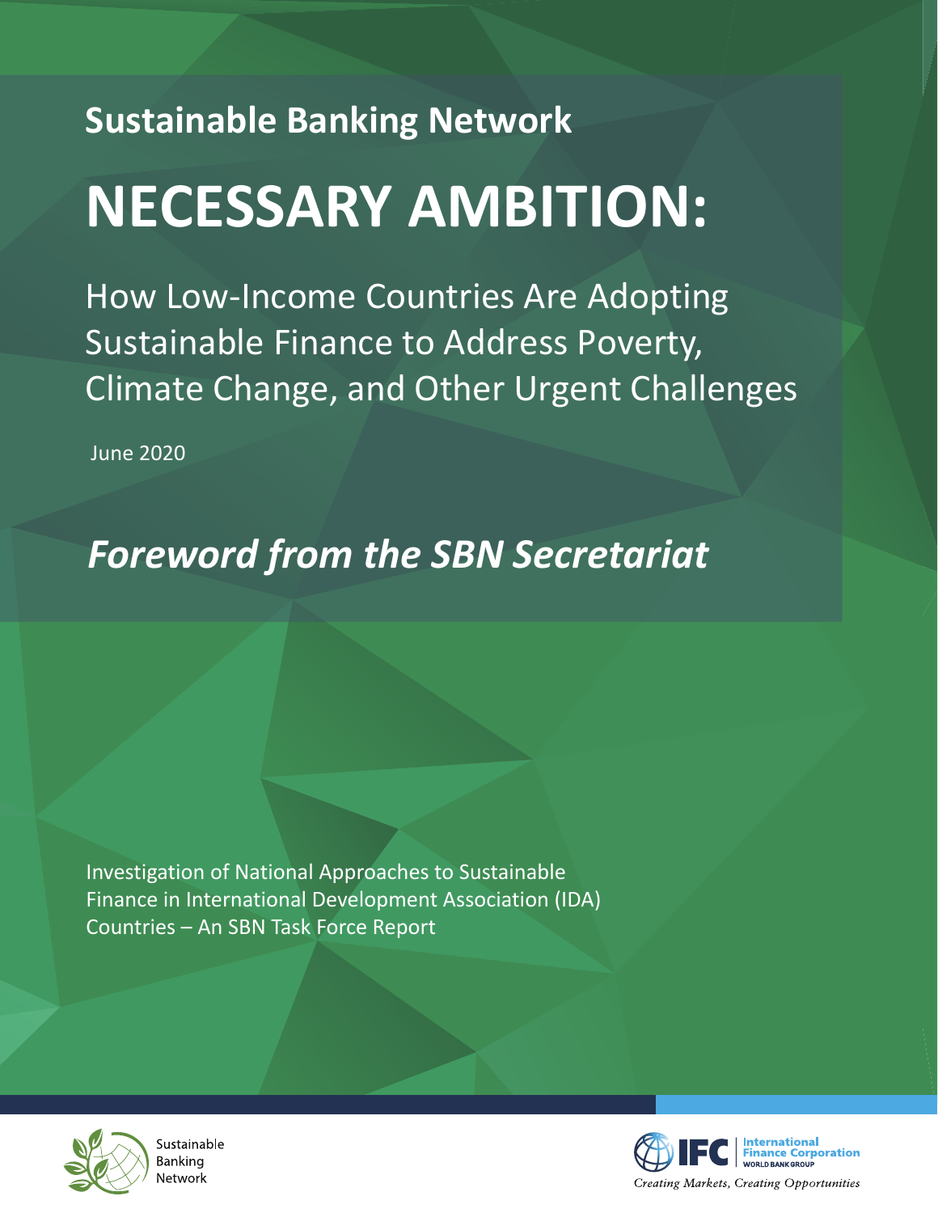Sustainable Banking Network

# NECESSARY AMBITION:

## How Low-Income Countries Are Adopting Sustainable Finance to Address Poverty, Climate Change, and Other Urgent Challenges

June 2020

## *Foreword from the SBN Secretariat*

Investigation of National Approaches to Sustainable Finance in International Development Association (IDA) Countries – An SBN Task Force Report

Sustainable Banking Network

IFC International Finance Corporation WORLD BANK GROUP

*Creating Markets, Creating Opportunities*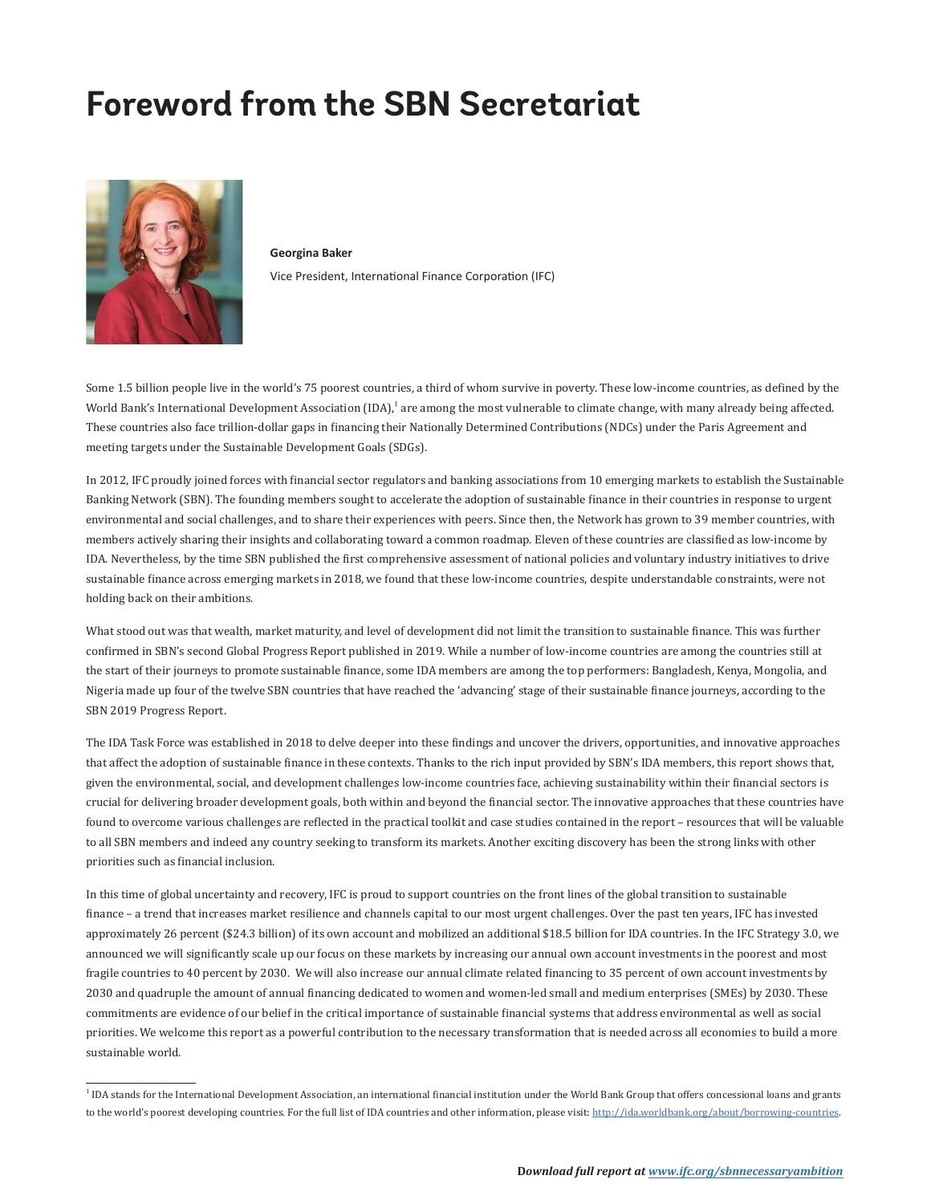# Foreword from the SBN Secretariat

**Georgina Baker**

Vice President, International Finance Corporation (IFC)

Some 1.5 billion people live in the world's 75 poorest countries, a third of whom survive in poverty. These low-income countries, as defined by the World Bank's International Development Association (IDA),[1] are among the most vulnerable to climate change, with many already being affected. These countries also face trillion-dollar gaps in financing their Nationally Determined Contributions (NDCs) under the Paris Agreement and meeting targets under the Sustainable Development Goals (SDGs).

In 2012, IFC proudly joined forces with financial sector regulators and banking associations from 10 emerging markets to establish the Sustainable Banking Network (SBN). The founding members sought to accelerate the adoption of sustainable finance in their countries in response to urgent environmental and social challenges, and to share their experiences with peers. Since then, the Network has grown to 39 member countries, with members actively sharing their insights and collaborating toward a common roadmap. Eleven of these countries are classified as low-income by IDA. Nevertheless, by the time SBN published the first comprehensive assessment of national policies and voluntary industry initiatives to drive sustainable finance across emerging markets in 2018, we found that these low-income countries, despite understandable constraints, were not holding back on their ambitions.

What stood out was that wealth, market maturity, and level of development did not limit the transition to sustainable finance. This was further confirmed in SBN's second Global Progress Report published in 2019. While a number of low-income countries are among the countries still at the start of their journeys to promote sustainable finance, some IDA members are among the top performers: Bangladesh, Kenya, Mongolia, and Nigeria made up four of the twelve SBN countries that have reached the 'advancing' stage of their sustainable finance journeys, according to the SBN 2019 Progress Report.

The IDA Task Force was established in 2018 to delve deeper into these findings and uncover the drivers, opportunities, and innovative approaches that affect the adoption of sustainable finance in these contexts. Thanks to the rich input provided by SBN's IDA members, this report shows that, given the environmental, social, and development challenges low-income countries face, achieving sustainability within their financial sectors is crucial for delivering broader development goals, both within and beyond the financial sector. The innovative approaches that these countries have found to overcome various challenges are reflected in the practical toolkit and case studies contained in the report – resources that will be valuable to all SBN members and indeed any country seeking to transform its markets. Another exciting discovery has been the strong links with other priorities such as financial inclusion.

In this time of global uncertainty and recovery, IFC is proud to support countries on the front lines of the global transition to sustainable finance – a trend that increases market resilience and channels capital to our most urgent challenges. Over the past ten years, IFC has invested approximately 26 percent ($24.3 billion) of its own account and mobilized an additional $18.5 billion for IDA countries. In the IFC Strategy 3.0, we announced we will significantly scale up our focus on these markets by increasing our annual own account investments in the poorest and most fragile countries to 40 percent by 2030. We will also increase our annual climate related financing to 35 percent of own account investments by 2030 and quadruple the amount of annual financing dedicated to women and women-led small and medium enterprises (SMEs) by 2030. These commitments are evidence of our belief in the critical importance of sustainable financial systems that address environmental as well as social priorities. We welcome this report as a powerful contribution to the necessary transformation that is needed across all economies to build a more sustainable world.

[1] IDA stands for the International Development Association, an international financial institution under the World Bank Group that offers concessional loans and grants to the world's poorest developing countries. For the full list of IDA countries and other information, please visit: http://ida.worldbank.org/about/borrowing-countries.

***Download full report at www.ifc.org/sbnnecessaryambition***